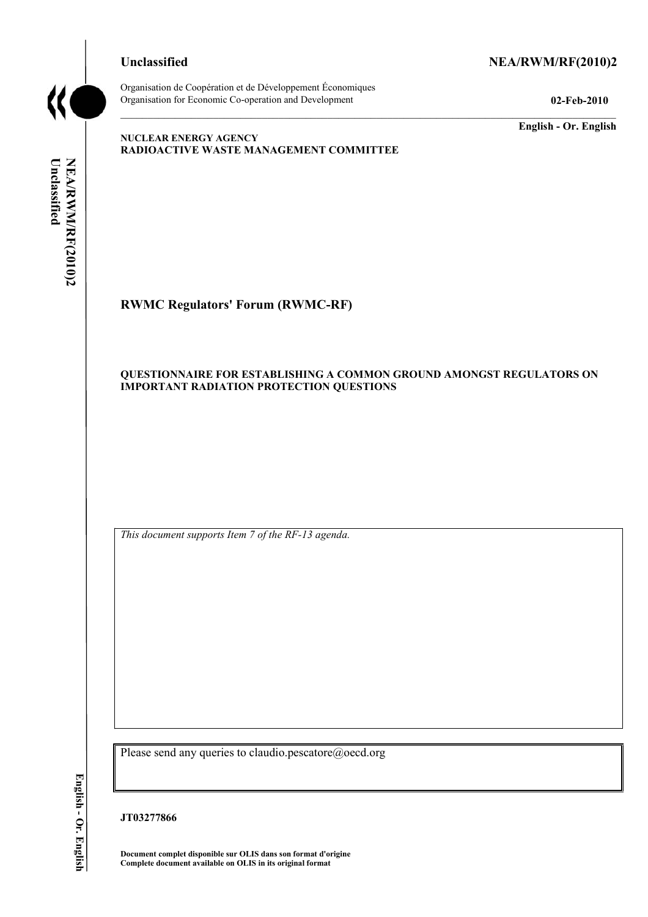**Unclassified** **NEA/RWM/RF(2010)2**

Organisation de Coopération et de Développement Économiques
Organisation for Economic Co-operation and Development **02-Feb-2010**

**English - Or. English**

**NUCLEAR ENERGY AGENCY**
**RADIOACTIVE WASTE MANAGEMENT COMMITTEE**

## RWMC Regulators' Forum (RWMC-RF)

### QUESTIONNAIRE FOR ESTABLISHING A COMMON GROUND AMONGST REGULATORS ON IMPORTANT RADIATION PROTECTION QUESTIONS

*This document supports Item 7 of the RF-13 agenda.*

Please send any queries to claudio.pescatore@oecd.org

**JT03277866**

**Document complet disponible sur OLIS dans son format d'origine**
**Complete document available on OLIS in its original format**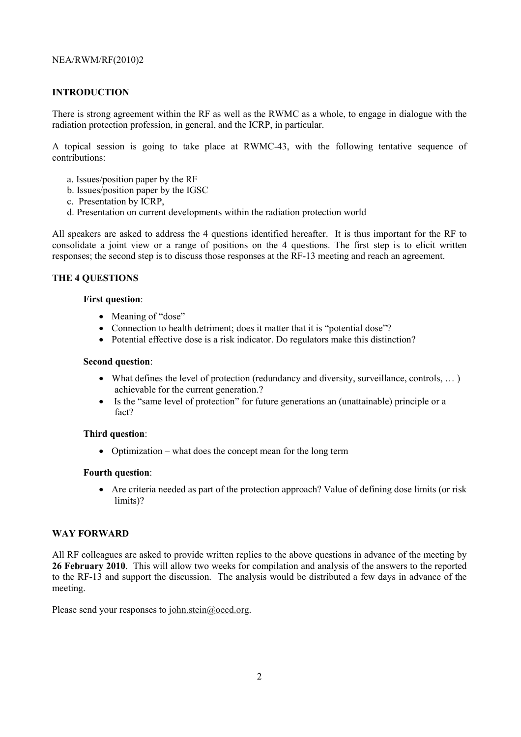## INTRODUCTION

There is strong agreement within the RF as well as the RWMC as a whole, to engage in dialogue with the radiation protection profession, in general, and the ICRP, in particular.

A topical session is going to take place at RWMC-43, with the following tentative sequence of contributions:

a. Issues/position paper by the RF
b. Issues/position paper by the IGSC
c. Presentation by ICRP,
d. Presentation on current developments within the radiation protection world

All speakers are asked to address the 4 questions identified hereafter. It is thus important for the RF to consolidate a joint view or a range of positions on the 4 questions. The first step is to elicit written responses; the second step is to discuss those responses at the RF-13 meeting and reach an agreement.

## THE 4 QUESTIONS

### First question:

- Meaning of "dose"
- Connection to health detriment; does it matter that it is "potential dose"?
- Potential effective dose is a risk indicator. Do regulators make this distinction?

### Second question:

- What defines the level of protection (redundancy and diversity, surveillance, controls, … ) achievable for the current generation.?
- Is the "same level of protection" for future generations an (unattainable) principle or a fact?

### Third question:

- Optimization – what does the concept mean for the long term

### Fourth question:

- Are criteria needed as part of the protection approach? Value of defining dose limits (or risk limits)?

## WAY FORWARD

All RF colleagues are asked to provide written replies to the above questions in advance of the meeting by **26 February 2010**. This will allow two weeks for compilation and analysis of the answers to the reported to the RF-13 and support the discussion. The analysis would be distributed a few days in advance of the meeting.

Please send your responses to john.stein@oecd.org.